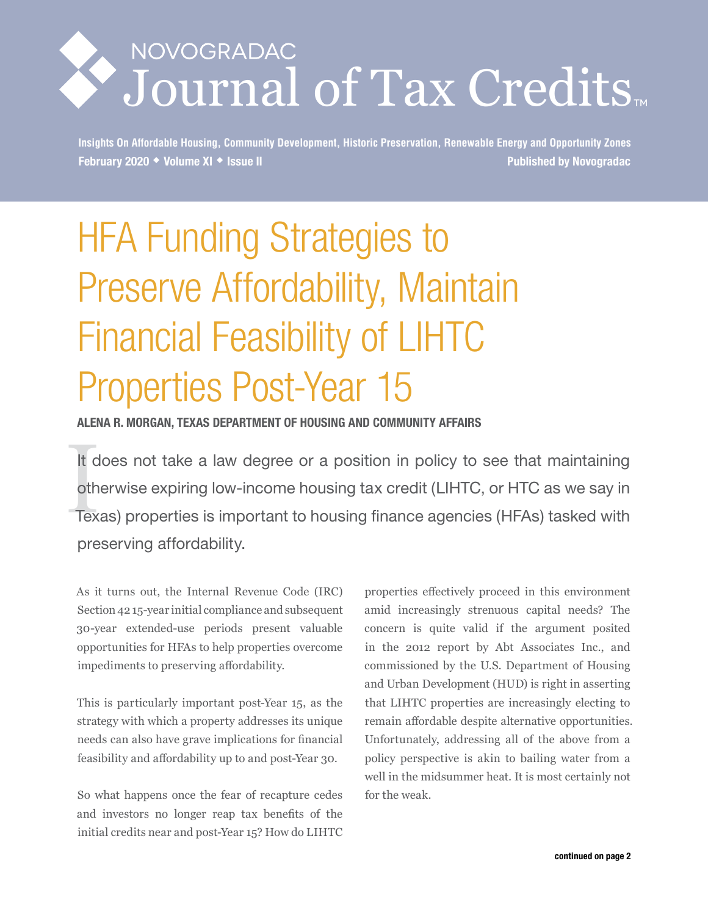# HFA Funding Strategies to Preserve Affordability, Maintain Financial Feasibility of LIHTC Properties Post-Year 15

**ALENA R. MORGAN, TEXAS DEPARTMENT OF HOUSING AND COMMUNITY AFFAIRS**

It does not take a law degree or a position in policy to see that maintaining otherwise expiring low-income housing tax credit (LIHTC, or HTC as we say in Texas) properties is important to housing finance agencies (HFAs) tasked with preserving affordability.

As it turns out, the Internal Revenue Code (IRC) Section 42 15-year initial compliance and subsequent 30-year extended-use periods present valuable opportunities for HFAs to help properties overcome impediments to preserving affordability.

This is particularly important post-Year 15, as the strategy with which a property addresses its unique needs can also have grave implications for financial feasibility and affordability up to and post-Year 30.

So what happens once the fear of recapture cedes and investors no longer reap tax benefits of the initial credits near and post-Year 15? How do LIHTC properties effectively proceed in this environment amid increasingly strenuous capital needs? The concern is quite valid if the argument posited in the 2012 report by Abt Associates Inc., and commissioned by the U.S. Department of Housing and Urban Development (HUD) is right in asserting that LIHTC properties are increasingly electing to remain affordable despite alternative opportunities. Unfortunately, addressing all of the above from a policy perspective is akin to bailing water from a well in the midsummer heat. It is most certainly not for the weak.

**continued on page 2**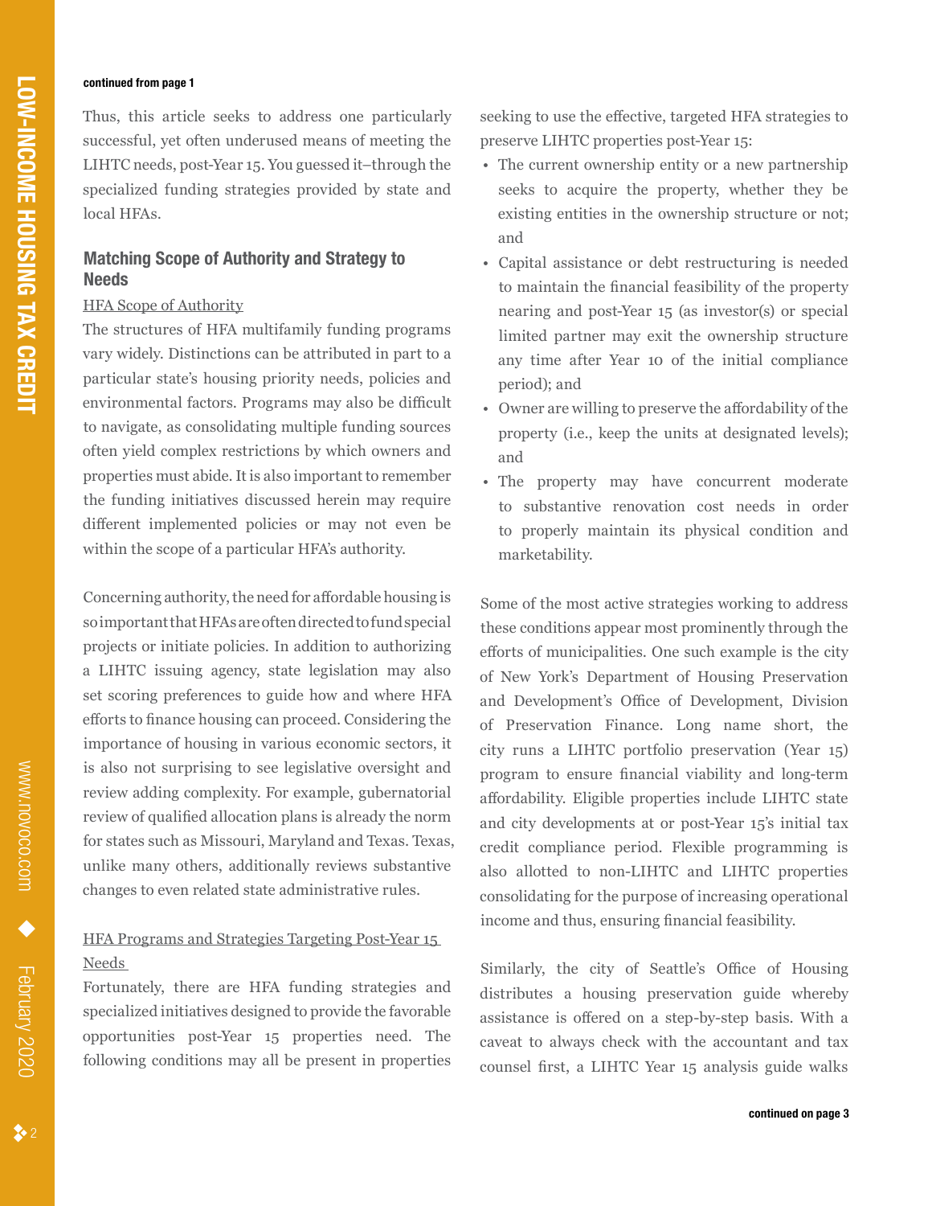**continued from page 1**

Thus, this article seeks to address one particularly successful, yet often underused means of meeting the LIHTC needs, post-Year 15. You guessed it–through the specialized funding strategies provided by state and local HFAs.

## Matching Scope of Authority and Strategy to Needs

### HFA Scope of Authority

The structures of HFA multifamily funding programs vary widely. Distinctions can be attributed in part to a particular state's housing priority needs, policies and environmental factors. Programs may also be difficult to navigate, as consolidating multiple funding sources often yield complex restrictions by which owners and properties must abide. It is also important to remember the funding initiatives discussed herein may require different implemented policies or may not even be within the scope of a particular HFA's authority.

Concerning authority, the need for affordable housing is so important that HFAs are often directed to fund special projects or initiate policies. In addition to authorizing a LIHTC issuing agency, state legislation may also set scoring preferences to guide how and where HFA efforts to finance housing can proceed. Considering the importance of housing in various economic sectors, it is also not surprising to see legislative oversight and review adding complexity. For example, gubernatorial review of qualified allocation plans is already the norm for states such as Missouri, Maryland and Texas. Texas, unlike many others, additionally reviews substantive changes to even related state administrative rules.

### HFA Programs and Strategies Targeting Post-Year 15 Needs

Fortunately, there are HFA funding strategies and specialized initiatives designed to provide the favorable opportunities post-Year 15 properties need. The following conditions may all be present in properties seeking to use the effective, targeted HFA strategies to preserve LIHTC properties post-Year 15:

- The current ownership entity or a new partnership seeks to acquire the property, whether they be existing entities in the ownership structure or not; and
- Capital assistance or debt restructuring is needed to maintain the financial feasibility of the property nearing and post-Year 15 (as investor(s) or special limited partner may exit the ownership structure any time after Year 10 of the initial compliance period); and
- Owner are willing to preserve the affordability of the property (i.e., keep the units at designated levels); and
- The property may have concurrent moderate to substantive renovation cost needs in order to properly maintain its physical condition and marketability.

Some of the most active strategies working to address these conditions appear most prominently through the efforts of municipalities. One such example is the city of New York's Department of Housing Preservation and Development's Office of Development, Division of Preservation Finance. Long name short, the city runs a LIHTC portfolio preservation (Year 15) program to ensure financial viability and long-term affordability. Eligible properties include LIHTC state and city developments at or post-Year 15's initial tax credit compliance period. Flexible programming is also allotted to non-LIHTC and LIHTC properties consolidating for the purpose of increasing operational income and thus, ensuring financial feasibility.

Similarly, the city of Seattle's Office of Housing distributes a housing preservation guide whereby assistance is offered on a step-by-step basis. With a caveat to always check with the accountant and tax counsel first, a LIHTC Year 15 analysis guide walks

**continued on page 3**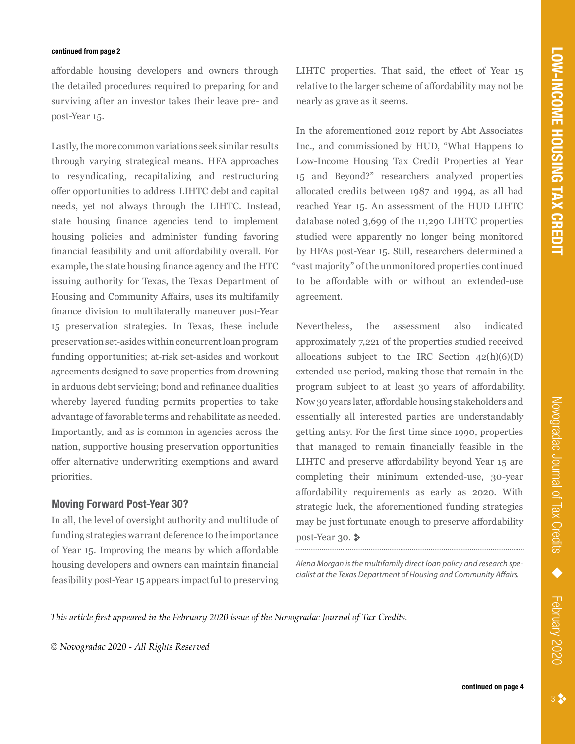continued from page 2

affordable housing developers and owners through the detailed procedures required to preparing for and surviving after an investor takes their leave pre- and post-Year 15.

Lastly, the more common variations seek similar results through varying strategical means. HFA approaches to resyndicating, recapitalizing and restructuring offer opportunities to address LIHTC debt and capital needs, yet not always through the LIHTC. Instead, state housing finance agencies tend to implement housing policies and administer funding favoring financial feasibility and unit affordability overall. For example, the state housing finance agency and the HTC issuing authority for Texas, the Texas Department of Housing and Community Affairs, uses its multifamily finance division to multilaterally maneuver post-Year 15 preservation strategies. In Texas, these include preservation set-asides within concurrent loan program funding opportunities; at-risk set-asides and workout agreements designed to save properties from drowning in arduous debt servicing; bond and refinance dualities whereby layered funding permits properties to take advantage of favorable terms and rehabilitate as needed. Importantly, and as is common in agencies across the nation, supportive housing preservation opportunities offer alternative underwriting exemptions and award priorities.

## Moving Forward Post-Year 30?

In all, the level of oversight authority and multitude of funding strategies warrant deference to the importance of Year 15. Improving the means by which affordable housing developers and owners can maintain financial feasibility post-Year 15 appears impactful to preserving LIHTC properties. That said, the effect of Year 15 relative to the larger scheme of affordability may not be nearly as grave as it seems.

In the aforementioned 2012 report by Abt Associates Inc., and commissioned by HUD, "What Happens to Low-Income Housing Tax Credit Properties at Year 15 and Beyond?" researchers analyzed properties allocated credits between 1987 and 1994, as all had reached Year 15. An assessment of the HUD LIHTC database noted 3,699 of the 11,290 LIHTC properties studied were apparently no longer being monitored by HFAs post-Year 15. Still, researchers determined a "vast majority" of the unmonitored properties continued to be affordable with or without an extended-use agreement.

Nevertheless, the assessment also indicated approximately 7,221 of the properties studied received allocations subject to the IRC Section 42(h)(6)(D) extended-use period, making those that remain in the program subject to at least 30 years of affordability. Now 30 years later, affordable housing stakeholders and essentially all interested parties are understandably getting antsy. For the first time since 1990, properties that managed to remain financially feasible in the LIHTC and preserve affordability beyond Year 15 are completing their minimum extended-use, 30-year affordability requirements as early as 2020. With strategic luck, the aforementioned funding strategies may be just fortunate enough to preserve affordability post-Year 30. ❖

*Alena Morgan is the multifamily direct loan policy and research specialist at the Texas Department of Housing and Community Affairs.*

---

*This article first appeared in the February 2020 issue of the Novogradac Journal of Tax Credits.*

*© Novogradac 2020 - All Rights Reserved*

continued on page 4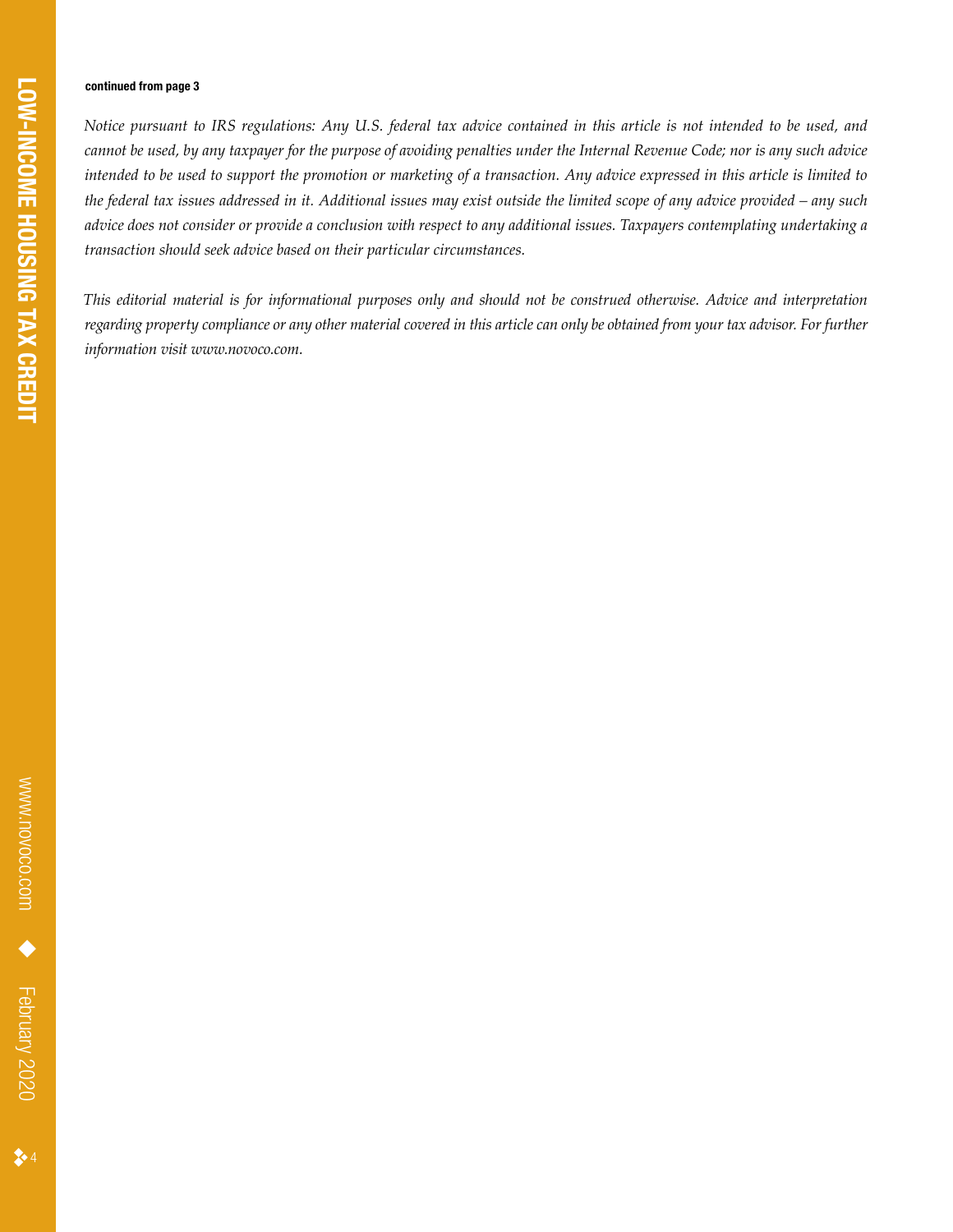**continued from page 3**

*Notice pursuant to IRS regulations: Any U.S. federal tax advice contained in this article is not intended to be used, and cannot be used, by any taxpayer for the purpose of avoiding penalties under the Internal Revenue Code; nor is any such advice intended to be used to support the promotion or marketing of a transaction. Any advice expressed in this article is limited to the federal tax issues addressed in it. Additional issues may exist outside the limited scope of any advice provided – any such advice does not consider or provide a conclusion with respect to any additional issues. Taxpayers contemplating undertaking a transaction should seek advice based on their particular circumstances.*

*This editorial material is for informational purposes only and should not be construed otherwise. Advice and interpretation regarding property compliance or any other material covered in this article can only be obtained from your tax advisor. For further information visit www.novoco.com.*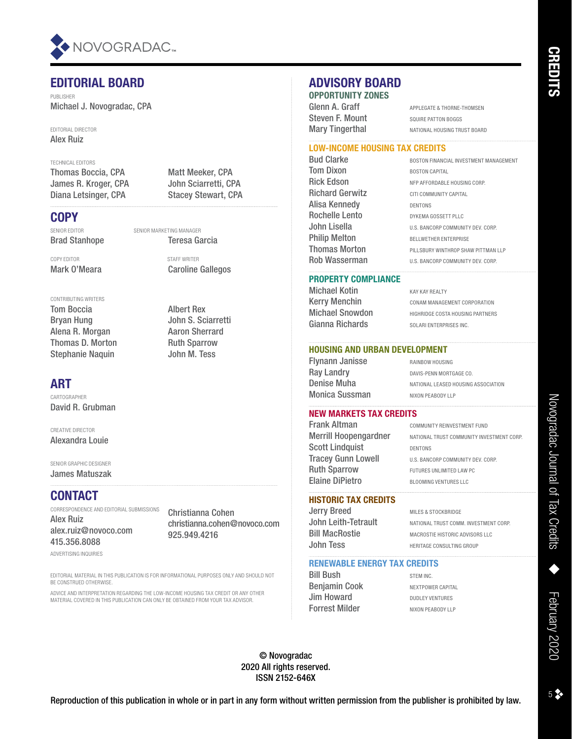NOVOGRADAC

## EDITORIAL BOARD

PUBLISHER
Michael J. Novogradac, CPA

EDITORIAL DIRECTOR
Alex Ruiz

TECHNICAL EDITORS
Thomas Boccia, CPA
James R. Kroger, CPA
Diana Letsinger, CPA
Matt Meeker, CPA
John Sciarretti, CPA
Stacey Stewart, CPA

## COPY

SENIOR EDITOR
Brad Stanhope

SENIOR MARKETING MANAGER
Teresa Garcia

COPY EDITOR
Mark O'Meara

STAFF WRITER
Caroline Gallegos

CONTRIBUTING WRITERS
Tom Boccia
Bryan Hung
Alena R. Morgan
Thomas D. Morton
Stephanie Naquin
Albert Rex
John S. Sciarretti
Aaron Sherrard
Ruth Sparrow
John M. Tess

## ART

CARTOGRAPHER
David R. Grubman

CREATIVE DIRECTOR
Alexandra Louie

SENIOR GRAPHIC DESIGNER
James Matuszak

## CONTACT

CORRESPONDENCE AND EDITORIAL SUBMISSIONS
Alex Ruiz
alex.ruiz@novoco.com
415.356.8088

ADVERTISING INQUIRIES
Christianna Cohen
christianna.cohen@novoco.com
925.949.4216

EDITORIAL MATERIAL IN THIS PUBLICATION IS FOR INFORMATIONAL PURPOSES ONLY AND SHOULD NOT BE CONSTRUED OTHERWISE.

ADVICE AND INTERPRETATION REGARDING THE LOW-INCOME HOUSING TAX CREDIT OR ANY OTHER MATERIAL COVERED IN THIS PUBLICATION CAN ONLY BE OBTAINED FROM YOUR TAX ADVISOR.

## ADVISORY BOARD

### OPPORTUNITY ZONES

Glenn A. Graff — APPLEGATE & THORNE-THOMSEN
Steven F. Mount — SQUIRE PATTON BOGGS
Mary Tingerthal — NATIONAL HOUSING TRUST BOARD

### LOW-INCOME HOUSING TAX CREDITS

Bud Clarke — BOSTON FINANCIAL INVESTMENT MANAGEMENT
Tom Dixon — BOSTON CAPITAL
Rick Edson — NFP AFFORDABLE HOUSING CORP.
Richard Gerwitz — CITI COMMUNITY CAPITAL
Alisa Kennedy — DENTONS
Rochelle Lento — DYKEMA GOSSETT PLLC
John Lisella — U.S. BANCORP COMMUNITY DEV. CORP.
Philip Melton — BELLWETHER ENTERPRISE
Thomas Morton — PILLSBURY WINTHROP SHAW PITTMAN LLP
Rob Wasserman — U.S. BANCORP COMMUNITY DEV. CORP.

### PROPERTY COMPLIANCE

Michael Kotin — KAY KAY REALTY
Kerry Menchin — CONAM MANAGEMENT CORPORATION
Michael Snowdon — HIGHRIDGE COSTA HOUSING PARTNERS
Gianna Richards — SOLARI ENTERPRISES INC.

### HOUSING AND URBAN DEVELOPMENT

Flynann Janisse — RAINBOW HOUSING
Ray Landry — DAVIS-PENN MORTGAGE CO.
Denise Muha — NATIONAL LEASED HOUSING ASSOCIATION
Monica Sussman — NIXON PEABODY LLP

### NEW MARKETS TAX CREDITS

Frank Altman — COMMUNITY REINVESTMENT FUND
Merrill Hoopengardner — NATIONAL TRUST COMMUNITY INVESTMENT CORP.
Scott Lindquist — DENTONS
Tracey Gunn Lowell — U.S. BANCORP COMMUNITY DEV. CORP.
Ruth Sparrow — FUTURES UNLIMITED LAW PC
Elaine DiPietro — BLOOMING VENTURES LLC

### HISTORIC TAX CREDITS

Jerry Breed — MILES & STOCKBRIDGE
John Leith-Tetrault — NATIONAL TRUST COMM. INVESTMENT CORP.
Bill MacRostie — MACROSTIE HISTORIC ADVISORS LLC
John Tess — HERITAGE CONSULTING GROUP

### RENEWABLE ENERGY TAX CREDITS

Bill Bush — STEM INC.
Benjamin Cook — NEXTPOWER CAPITAL
Jim Howard — DUDLEY VENTURES
Forrest Milder — NIXON PEABODY LLP

© Novogradac
2020 All rights reserved.
ISSN 2152-646X

Reproduction of this publication in whole or in part in any form without written permission from the publisher is prohibited by law.